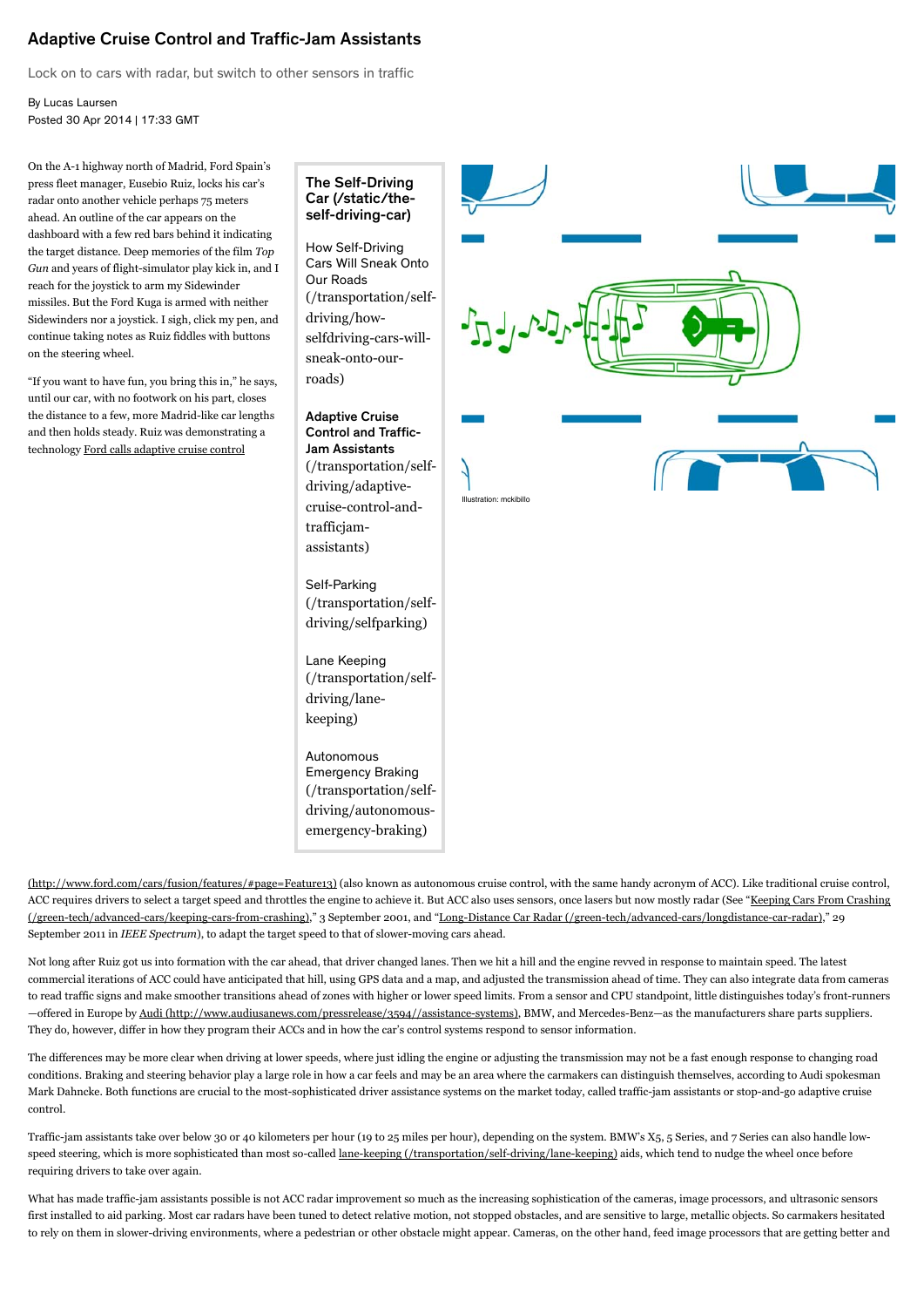# Adaptive Cruise Control and Traffic-Jam Assistants

Lock on to cars with radar, but switch to other sensors in traffic

By Lucas Laursen
Posted 30 Apr 2014 | 17:33 GMT

On the A-1 highway north of Madrid, Ford Spain's press fleet manager, Eusebio Ruiz, locks his car's radar onto another vehicle perhaps 75 meters ahead. An outline of the car appears on the dashboard with a few red bars behind it indicating the target distance. Deep memories of the film *Top Gun* and years of flight-simulator play kick in, and I reach for the joystick to arm my Sidewinder missiles. But the Ford Kuga is armed with neither Sidewinders nor a joystick. I sigh, click my pen, and continue taking notes as Ruiz fiddles with buttons on the steering wheel.

"If you want to have fun, you bring this in," he says, until our car, with no footwork on his part, closes the distance to a few, more Madrid-like car lengths and then holds steady. Ruiz was demonstrating a technology Ford calls adaptive cruise control (http://www.ford.com/cars/fusion/features/#page=Feature13) (also known as autonomous cruise control, with the same handy acronym of ACC). Like traditional cruise control, ACC requires drivers to select a target speed and throttles the engine to achieve it. But ACC also uses sensors, once lasers but now mostly radar (See "Keeping Cars From Crashing (/green-tech/advanced-cars/keeping-cars-from-crashing)," 3 September 2001, and "Long-Distance Car Radar (/green-tech/advanced-cars/longdistance-car-radar)," 29 September 2011 in *IEEE Spectrum*), to adapt the target speed to that of slower-moving cars ahead.

**The Self-Driving Car (/static/the-self-driving-car)**

- How Self-Driving Cars Will Sneak Onto Our Roads (/transportation/self-driving/how-selfdriving-cars-will-sneak-onto-our-roads)
- **Adaptive Cruise Control and Traffic-Jam Assistants** (/transportation/self-driving/adaptive-cruise-control-and-trafficjam-assistants)
- Self-Parking (/transportation/self-driving/selfparking)
- Lane Keeping (/transportation/self-driving/lane-keeping)
- Autonomous Emergency Braking (/transportation/self-driving/autonomous-emergency-braking)

Illustration: mckibillo

Not long after Ruiz got us into formation with the car ahead, that driver changed lanes. Then we hit a hill and the engine revved in response to maintain speed. The latest commercial iterations of ACC could have anticipated that hill, using GPS data and a map, and adjusted the transmission ahead of time. They can also integrate data from cameras to read traffic signs and make smoother transitions ahead of zones with higher or lower speed limits. From a sensor and CPU standpoint, little distinguishes today's front-runners—offered in Europe by Audi (http://www.audiusanews.com/pressrelease/3594//assistance-systems), BMW, and Mercedes-Benz—as the manufacturers share parts suppliers. They do, however, differ in how they program their ACCs and in how the car's control systems respond to sensor information.

The differences may be more clear when driving at lower speeds, where just idling the engine or adjusting the transmission may not be a fast enough response to changing road conditions. Braking and steering behavior play a large role in how a car feels and may be an area where the carmakers can distinguish themselves, according to Audi spokesman Mark Dahncke. Both functions are crucial to the most-sophisticated driver assistance systems on the market today, called traffic-jam assistants or stop-and-go adaptive cruise control.

Traffic-jam assistants take over below 30 or 40 kilometers per hour (19 to 25 miles per hour), depending on the system. BMW's X5, 5 Series, and 7 Series can also handle low-speed steering, which is more sophisticated than most so-called lane-keeping (/transportation/self-driving/lane-keeping) aids, which tend to nudge the wheel once before requiring drivers to take over again.

What has made traffic-jam assistants possible is not ACC radar improvement so much as the increasing sophistication of the cameras, image processors, and ultrasonic sensors first installed to aid parking. Most car radars have been tuned to detect relative motion, not stopped obstacles, and are sensitive to large, metallic objects. So carmakers hesitated to rely on them in slower-driving environments, where a pedestrian or other obstacle might appear. Cameras, on the other hand, feed image processors that are getting better and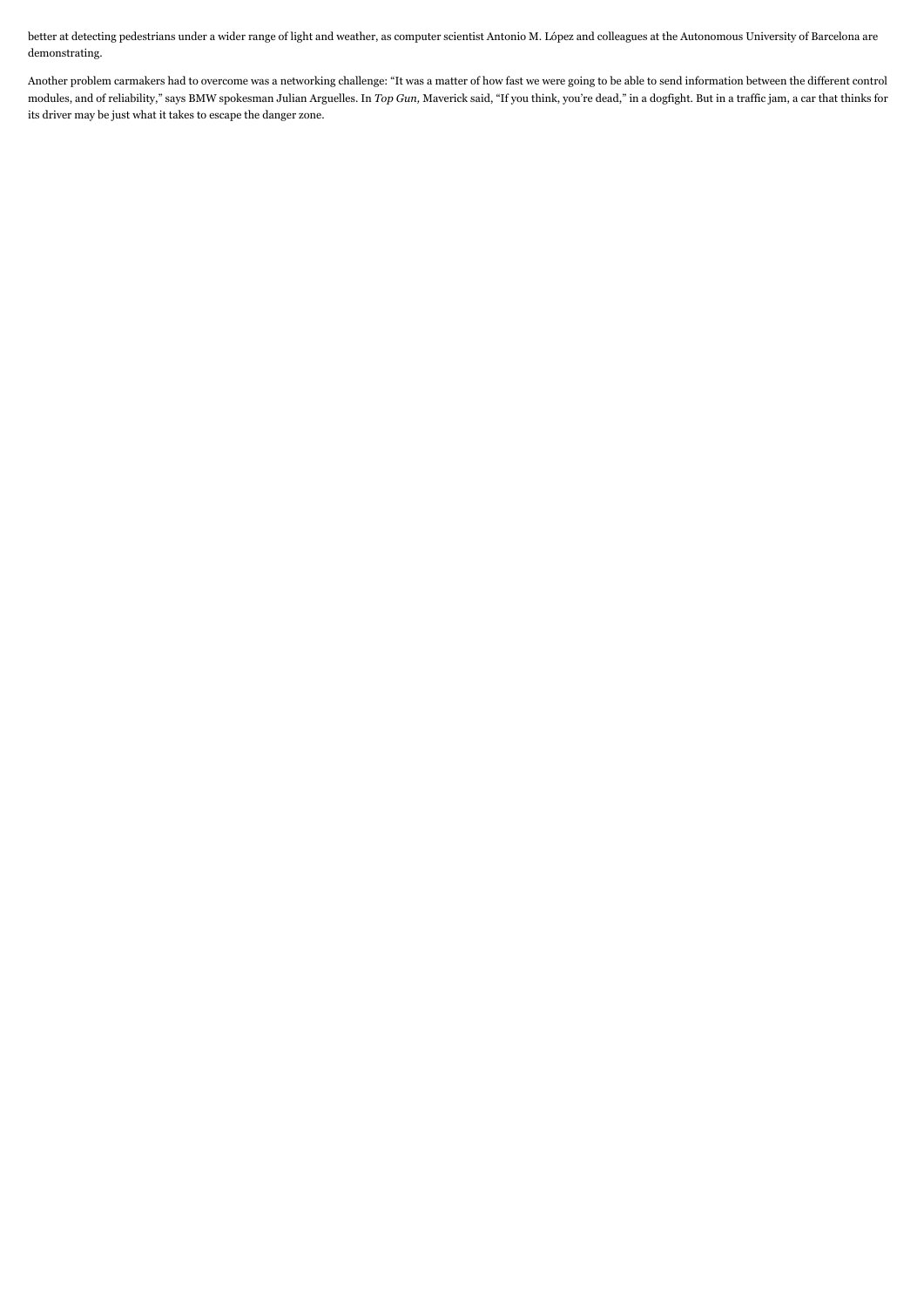better at detecting pedestrians under a wider range of light and weather, as computer scientist Antonio M. López and colleagues at the Autonomous University of Barcelona are demonstrating.

Another problem carmakers had to overcome was a networking challenge: "It was a matter of how fast we were going to be able to send information between the different control modules, and of reliability," says BMW spokesman Julian Arguelles. In *Top Gun,* Maverick said, "If you think, you're dead," in a dogfight. But in a traffic jam, a car that thinks for its driver may be just what it takes to escape the danger zone.